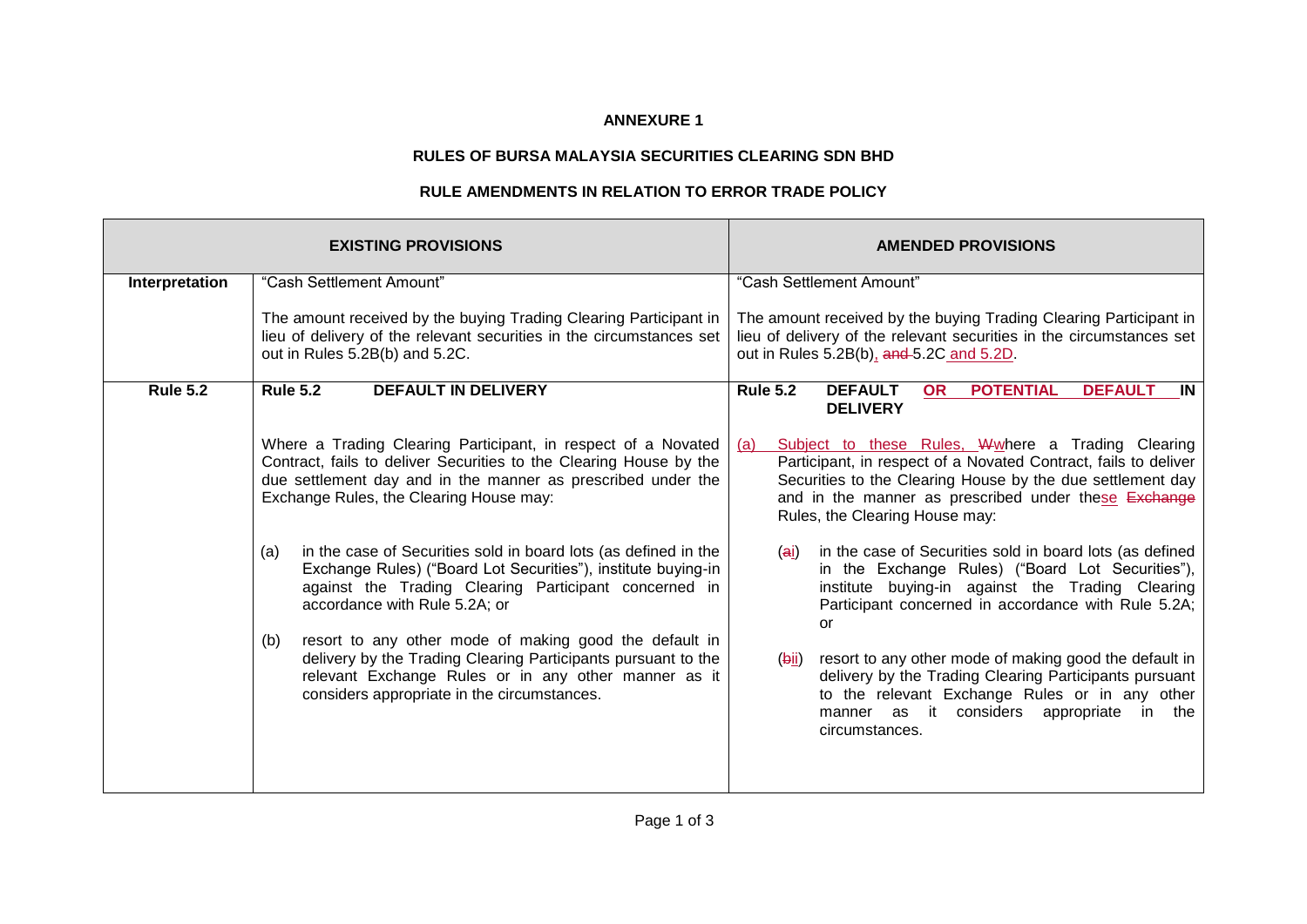**ANNEXURE 1**

**RULES OF BURSA MALAYSIA SECURITIES CLEARING SDN BHD**

**RULE AMENDMENTS IN RELATION TO ERROR TRADE POLICY**

| | **EXISTING PROVISIONS** | **AMENDED PROVISIONS** |
|---|---|---|
| **Interpretation** | "Cash Settlement Amount"<br><br>The amount received by the buying Trading Clearing Participant in lieu of delivery of the relevant securities in the circumstances set out in Rules 5.2B(b) and 5.2C. | "Cash Settlement Amount"<br><br>The amount received by the buying Trading Clearing Participant in lieu of delivery of the relevant securities in the circumstances set out in Rules 5.2B(b), ~~and~~ 5.2C and 5.2D. |
| **Rule 5.2** | **Rule 5.2 DEFAULT IN DELIVERY**<br><br>Where a Trading Clearing Participant, in respect of a Novated Contract, fails to deliver Securities to the Clearing House by the due settlement day and in the manner as prescribed under the Exchange Rules, the Clearing House may:<br><br>(a) in the case of Securities sold in board lots (as defined in the Exchange Rules) ("Board Lot Securities"), institute buying-in against the Trading Clearing Participant concerned in accordance with Rule 5.2A; or<br><br>(b) resort to any other mode of making good the default in delivery by the Trading Clearing Participants pursuant to the relevant Exchange Rules or in any other manner as it considers appropriate in the circumstances. | **Rule 5.2 DEFAULT OR POTENTIAL DEFAULT IN DELIVERY**<br><br>(a) Subject to these Rules, ~~W~~where a Trading Clearing Participant, in respect of a Novated Contract, fails to deliver Securities to the Clearing House by the due settlement day and in the manner as prescribed under these ~~Exchange~~ Rules, the Clearing House may:<br><br>(~~a~~i) in the case of Securities sold in board lots (as defined in the Exchange Rules) ("Board Lot Securities"), institute buying-in against the Trading Clearing Participant concerned in accordance with Rule 5.2A; or<br><br>(~~b~~ii) resort to any other mode of making good the default in delivery by the Trading Clearing Participants pursuant to the relevant Exchange Rules or in any other manner as it considers appropriate in the circumstances. |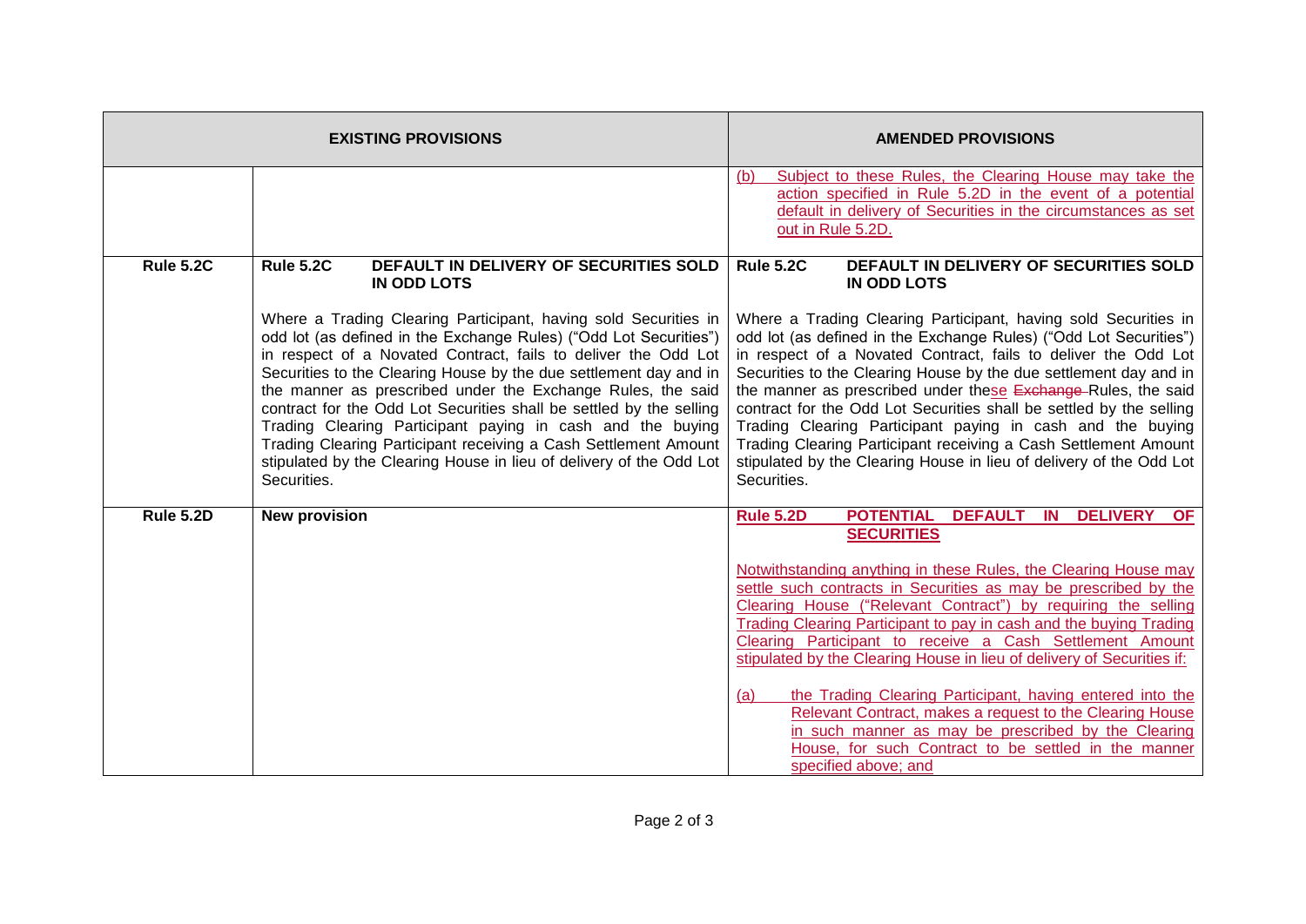| | EXISTING PROVISIONS | AMENDED PROVISIONS |
|---|---|---|
| | | (b) Subject to these Rules, the Clearing House may take the action specified in Rule 5.2D in the event of a potential default in delivery of Securities in the circumstances as set out in Rule 5.2D. |
| **Rule 5.2C** | **Rule 5.2C DEFAULT IN DELIVERY OF SECURITIES SOLD IN ODD LOTS**<br><br>Where a Trading Clearing Participant, having sold Securities in odd lot (as defined in the Exchange Rules) ("Odd Lot Securities") in respect of a Novated Contract, fails to deliver the Odd Lot Securities to the Clearing House by the due settlement day and in the manner as prescribed under the Exchange Rules, the said contract for the Odd Lot Securities shall be settled by the selling Trading Clearing Participant paying in cash and the buying Trading Clearing Participant receiving a Cash Settlement Amount stipulated by the Clearing House in lieu of delivery of the Odd Lot Securities. | **Rule 5.2C DEFAULT IN DELIVERY OF SECURITIES SOLD IN ODD LOTS**<br><br>Where a Trading Clearing Participant, having sold Securities in odd lot (as defined in the Exchange Rules) ("Odd Lot Securities") in respect of a Novated Contract, fails to deliver the Odd Lot Securities to the Clearing House by the due settlement day and in the manner as prescribed under these ~~Exchange~~ Rules, the said contract for the Odd Lot Securities shall be settled by the selling Trading Clearing Participant paying in cash and the buying Trading Clearing Participant receiving a Cash Settlement Amount stipulated by the Clearing House in lieu of delivery of the Odd Lot Securities. |
| **Rule 5.2D** | **New provision** | **Rule 5.2D POTENTIAL DEFAULT IN DELIVERY OF SECURITIES**<br><br>Notwithstanding anything in these Rules, the Clearing House may settle such contracts in Securities as may be prescribed by the Clearing House ("Relevant Contract") by requiring the selling Trading Clearing Participant to pay in cash and the buying Trading Clearing Participant to receive a Cash Settlement Amount stipulated by the Clearing House in lieu of delivery of Securities if:<br><br>(a) the Trading Clearing Participant, having entered into the Relevant Contract, makes a request to the Clearing House in such manner as may be prescribed by the Clearing House, for such Contract to be settled in the manner specified above; and |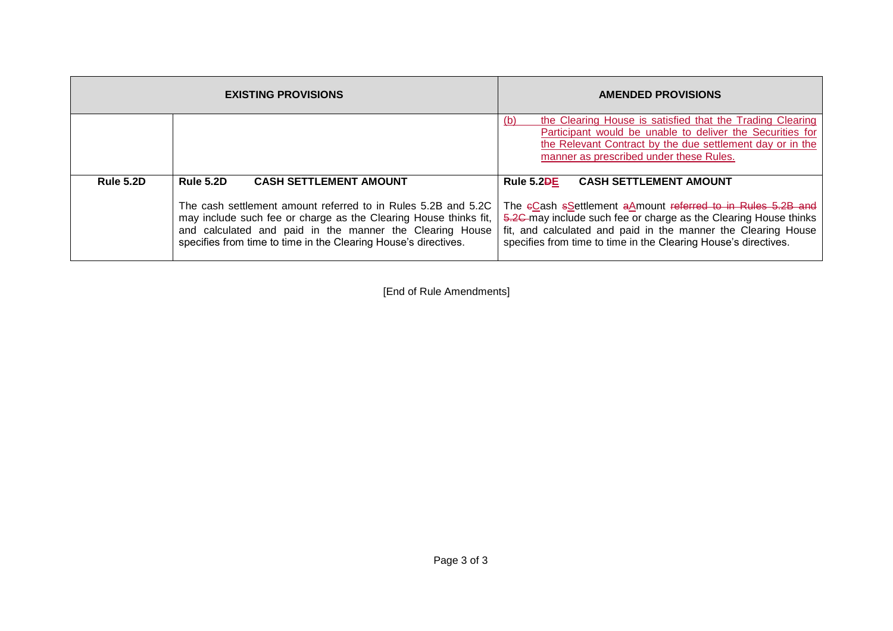| EXISTING PROVISIONS | | AMENDED PROVISIONS |
|---|---|---|
| | | (b) the Clearing House is satisfied that the Trading Clearing Participant would be unable to deliver the Securities for the Relevant Contract by the due settlement day or in the manner as prescribed under these Rules. |
| **Rule 5.2D** | **Rule 5.2D CASH SETTLEMENT AMOUNT**<br><br>The cash settlement amount referred to in Rules 5.2B and 5.2C may include such fee or charge as the Clearing House thinks fit, and calculated and paid in the manner the Clearing House specifies from time to time in the Clearing House's directives. | **Rule 5.2~~D~~E CASH SETTLEMENT AMOUNT**<br><br>The ~~c~~Cash ~~s~~Settlement ~~a~~Amount ~~referred to in Rules 5.2B and 5.2C~~ may include such fee or charge as the Clearing House thinks fit, and calculated and paid in the manner the Clearing House specifies from time to time in the Clearing House's directives. |

[End of Rule Amendments]